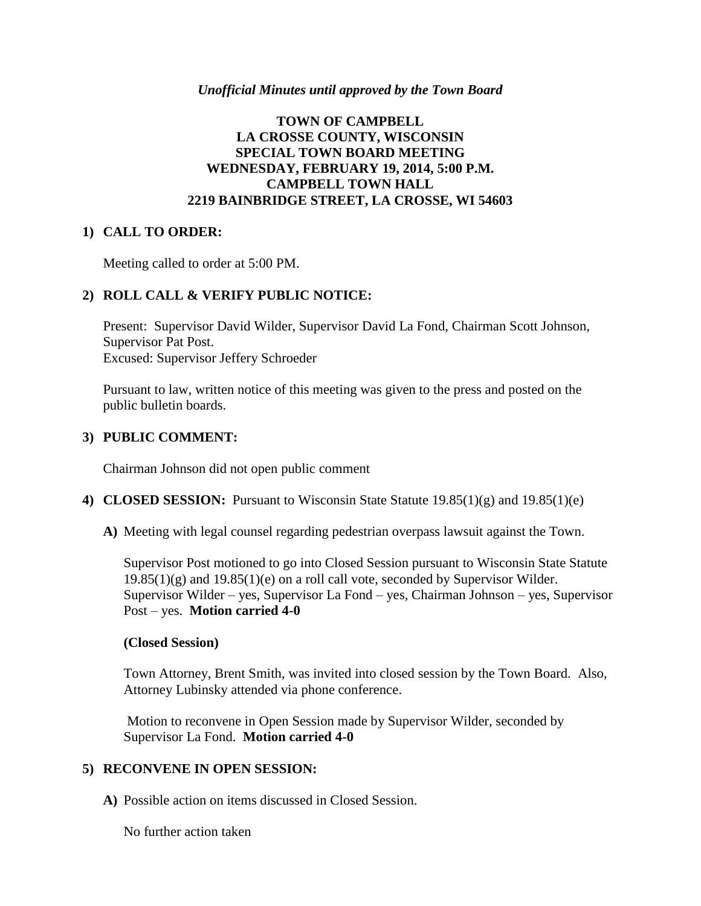*Unofficial Minutes until approved by the Town Board*

# TOWN OF CAMPBELL
# LA CROSSE COUNTY, WISCONSIN
# SPECIAL TOWN BOARD MEETING
# WEDNESDAY, FEBRUARY 19, 2014, 5:00 P.M.
# CAMPBELL TOWN HALL
# 2219 BAINBRIDGE STREET, LA CROSSE, WI 54603

## 1) CALL TO ORDER:

Meeting called to order at 5:00 PM.

## 2) ROLL CALL & VERIFY PUBLIC NOTICE:

Present: Supervisor David Wilder, Supervisor David La Fond, Chairman Scott Johnson, Supervisor Pat Post.
Excused: Supervisor Jeffery Schroeder

Pursuant to law, written notice of this meeting was given to the press and posted on the public bulletin boards.

## 3) PUBLIC COMMENT:

Chairman Johnson did not open public comment

## 4) CLOSED SESSION: Pursuant to Wisconsin State Statute 19.85(1)(g) and 19.85(1)(e)

**A)** Meeting with legal counsel regarding pedestrian overpass lawsuit against the Town.

Supervisor Post motioned to go into Closed Session pursuant to Wisconsin State Statute 19.85(1)(g) and 19.85(1)(e) on a roll call vote, seconded by Supervisor Wilder. Supervisor Wilder – yes, Supervisor La Fond – yes, Chairman Johnson – yes, Supervisor Post – yes. **Motion carried 4-0**

**(Closed Session)**

Town Attorney, Brent Smith, was invited into closed session by the Town Board. Also, Attorney Lubinsky attended via phone conference.

Motion to reconvene in Open Session made by Supervisor Wilder, seconded by Supervisor La Fond. **Motion carried 4-0**

## 5) RECONVENE IN OPEN SESSION:

**A)** Possible action on items discussed in Closed Session.

No further action taken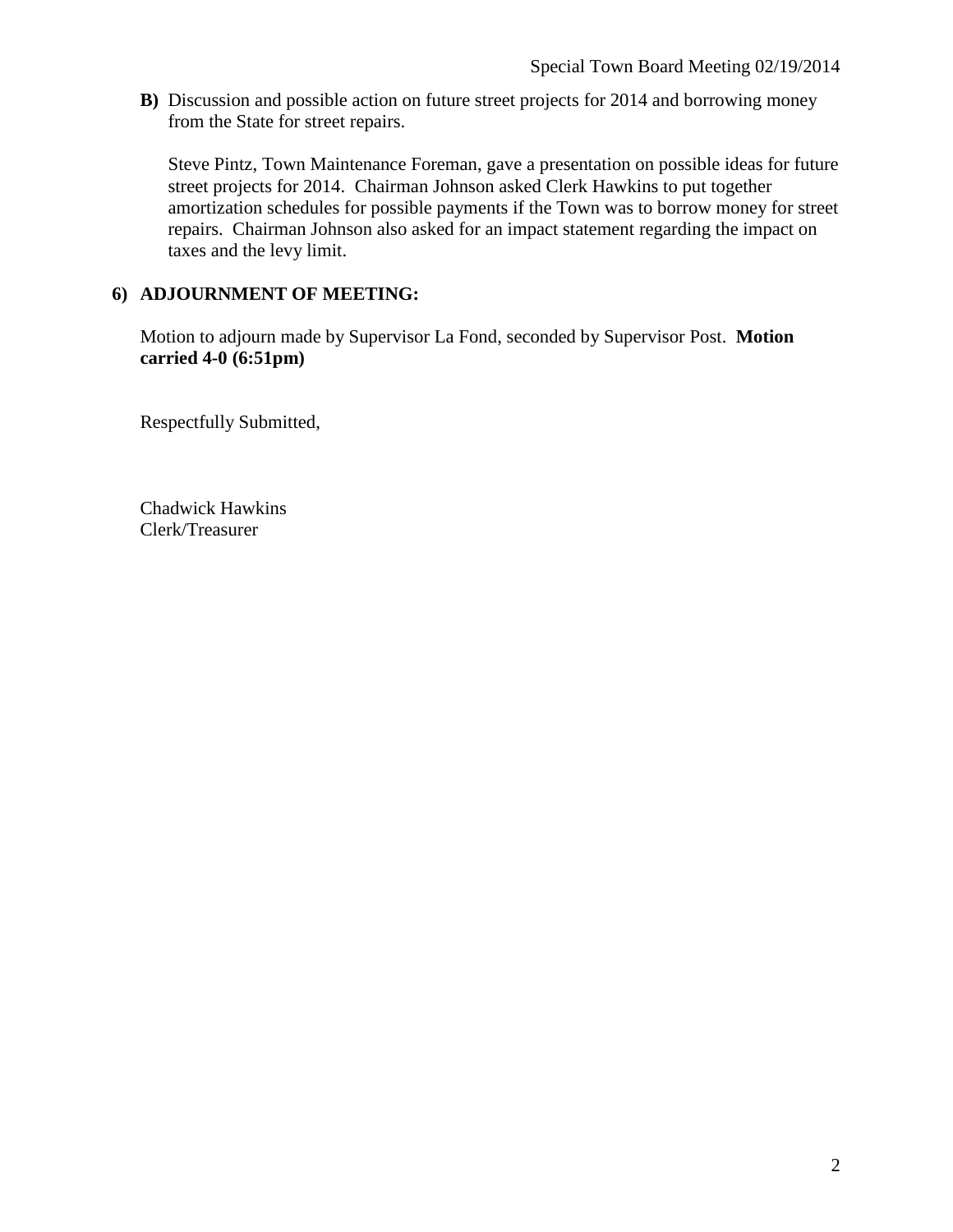**B)** Discussion and possible action on future street projects for 2014 and borrowing money from the State for street repairs.

Steve Pintz, Town Maintenance Foreman, gave a presentation on possible ideas for future street projects for 2014. Chairman Johnson asked Clerk Hawkins to put together amortization schedules for possible payments if the Town was to borrow money for street repairs. Chairman Johnson also asked for an impact statement regarding the impact on taxes and the levy limit.

**6) ADJOURNMENT OF MEETING:**

Motion to adjourn made by Supervisor La Fond, seconded by Supervisor Post. **Motion carried 4-0 (6:51pm)**

Respectfully Submitted,

Chadwick Hawkins
Clerk/Treasurer